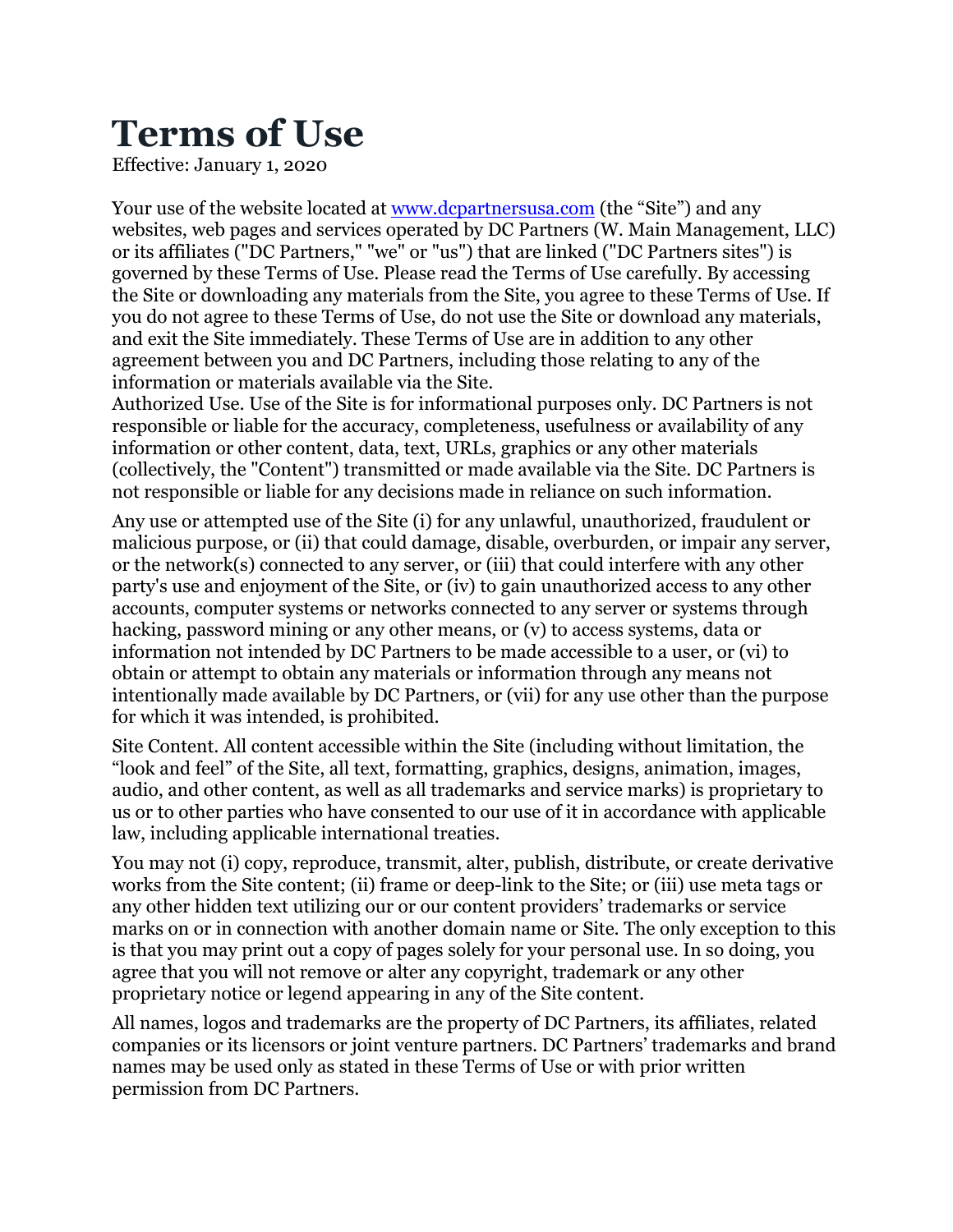# Terms of Use

Effective: January 1, 2020

Your use of the website located at [www.dcpartnersusa.com](http://www.dcpartnersusa.com) (the "Site") and any websites, web pages and services operated by DC Partners (W. Main Management, LLC) or its affiliates ("DC Partners," "we" or "us") that are linked ("DC Partners sites") is governed by these Terms of Use. Please read the Terms of Use carefully. By accessing the Site or downloading any materials from the Site, you agree to these Terms of Use. If you do not agree to these Terms of Use, do not use the Site or download any materials, and exit the Site immediately. These Terms of Use are in addition to any other agreement between you and DC Partners, including those relating to any of the information or materials available via the Site.

Authorized Use. Use of the Site is for informational purposes only. DC Partners is not responsible or liable for the accuracy, completeness, usefulness or availability of any information or other content, data, text, URLs, graphics or any other materials (collectively, the "Content") transmitted or made available via the Site. DC Partners is not responsible or liable for any decisions made in reliance on such information.

Any use or attempted use of the Site (i) for any unlawful, unauthorized, fraudulent or malicious purpose, or (ii) that could damage, disable, overburden, or impair any server, or the network(s) connected to any server, or (iii) that could interfere with any other party's use and enjoyment of the Site, or (iv) to gain unauthorized access to any other accounts, computer systems or networks connected to any server or systems through hacking, password mining or any other means, or (v) to access systems, data or information not intended by DC Partners to be made accessible to a user, or (vi) to obtain or attempt to obtain any materials or information through any means not intentionally made available by DC Partners, or (vii) for any use other than the purpose for which it was intended, is prohibited.

Site Content. All content accessible within the Site (including without limitation, the "look and feel" of the Site, all text, formatting, graphics, designs, animation, images, audio, and other content, as well as all trademarks and service marks) is proprietary to us or to other parties who have consented to our use of it in accordance with applicable law, including applicable international treaties.

You may not (i) copy, reproduce, transmit, alter, publish, distribute, or create derivative works from the Site content; (ii) frame or deep-link to the Site; or (iii) use meta tags or any other hidden text utilizing our or our content providers' trademarks or service marks on or in connection with another domain name or Site. The only exception to this is that you may print out a copy of pages solely for your personal use. In so doing, you agree that you will not remove or alter any copyright, trademark or any other proprietary notice or legend appearing in any of the Site content.

All names, logos and trademarks are the property of DC Partners, its affiliates, related companies or its licensors or joint venture partners. DC Partners' trademarks and brand names may be used only as stated in these Terms of Use or with prior written permission from DC Partners.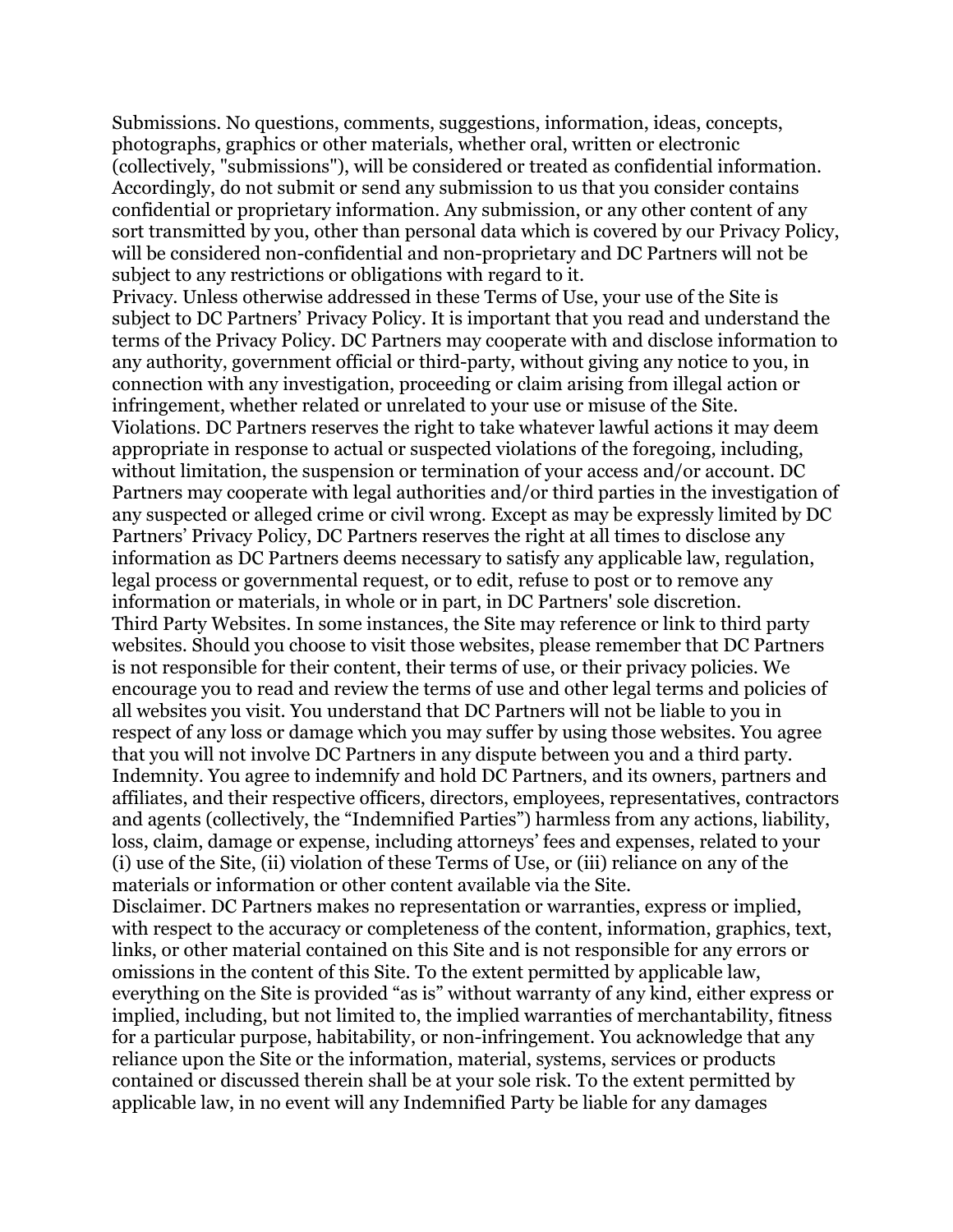Submissions. No questions, comments, suggestions, information, ideas, concepts, photographs, graphics or other materials, whether oral, written or electronic (collectively, "submissions"), will be considered or treated as confidential information. Accordingly, do not submit or send any submission to us that you consider contains confidential or proprietary information. Any submission, or any other content of any sort transmitted by you, other than personal data which is covered by our Privacy Policy, will be considered non-confidential and non-proprietary and DC Partners will not be subject to any restrictions or obligations with regard to it.

Privacy. Unless otherwise addressed in these Terms of Use, your use of the Site is subject to DC Partners' Privacy Policy. It is important that you read and understand the terms of the Privacy Policy. DC Partners may cooperate with and disclose information to any authority, government official or third-party, without giving any notice to you, in connection with any investigation, proceeding or claim arising from illegal action or infringement, whether related or unrelated to your use or misuse of the Site.

Violations. DC Partners reserves the right to take whatever lawful actions it may deem appropriate in response to actual or suspected violations of the foregoing, including, without limitation, the suspension or termination of your access and/or account. DC Partners may cooperate with legal authorities and/or third parties in the investigation of any suspected or alleged crime or civil wrong. Except as may be expressly limited by DC Partners' Privacy Policy, DC Partners reserves the right at all times to disclose any information as DC Partners deems necessary to satisfy any applicable law, regulation, legal process or governmental request, or to edit, refuse to post or to remove any information or materials, in whole or in part, in DC Partners' sole discretion.

Third Party Websites. In some instances, the Site may reference or link to third party websites. Should you choose to visit those websites, please remember that DC Partners is not responsible for their content, their terms of use, or their privacy policies. We encourage you to read and review the terms of use and other legal terms and policies of all websites you visit. You understand that DC Partners will not be liable to you in respect of any loss or damage which you may suffer by using those websites. You agree that you will not involve DC Partners in any dispute between you and a third party.

Indemnity. You agree to indemnify and hold DC Partners, and its owners, partners and affiliates, and their respective officers, directors, employees, representatives, contractors and agents (collectively, the "Indemnified Parties") harmless from any actions, liability, loss, claim, damage or expense, including attorneys' fees and expenses, related to your (i) use of the Site, (ii) violation of these Terms of Use, or (iii) reliance on any of the materials or information or other content available via the Site.

Disclaimer. DC Partners makes no representation or warranties, express or implied, with respect to the accuracy or completeness of the content, information, graphics, text, links, or other material contained on this Site and is not responsible for any errors or omissions in the content of this Site. To the extent permitted by applicable law, everything on the Site is provided "as is" without warranty of any kind, either express or implied, including, but not limited to, the implied warranties of merchantability, fitness for a particular purpose, habitability, or non-infringement. You acknowledge that any reliance upon the Site or the information, material, systems, services or products contained or discussed therein shall be at your sole risk. To the extent permitted by applicable law, in no event will any Indemnified Party be liable for any damages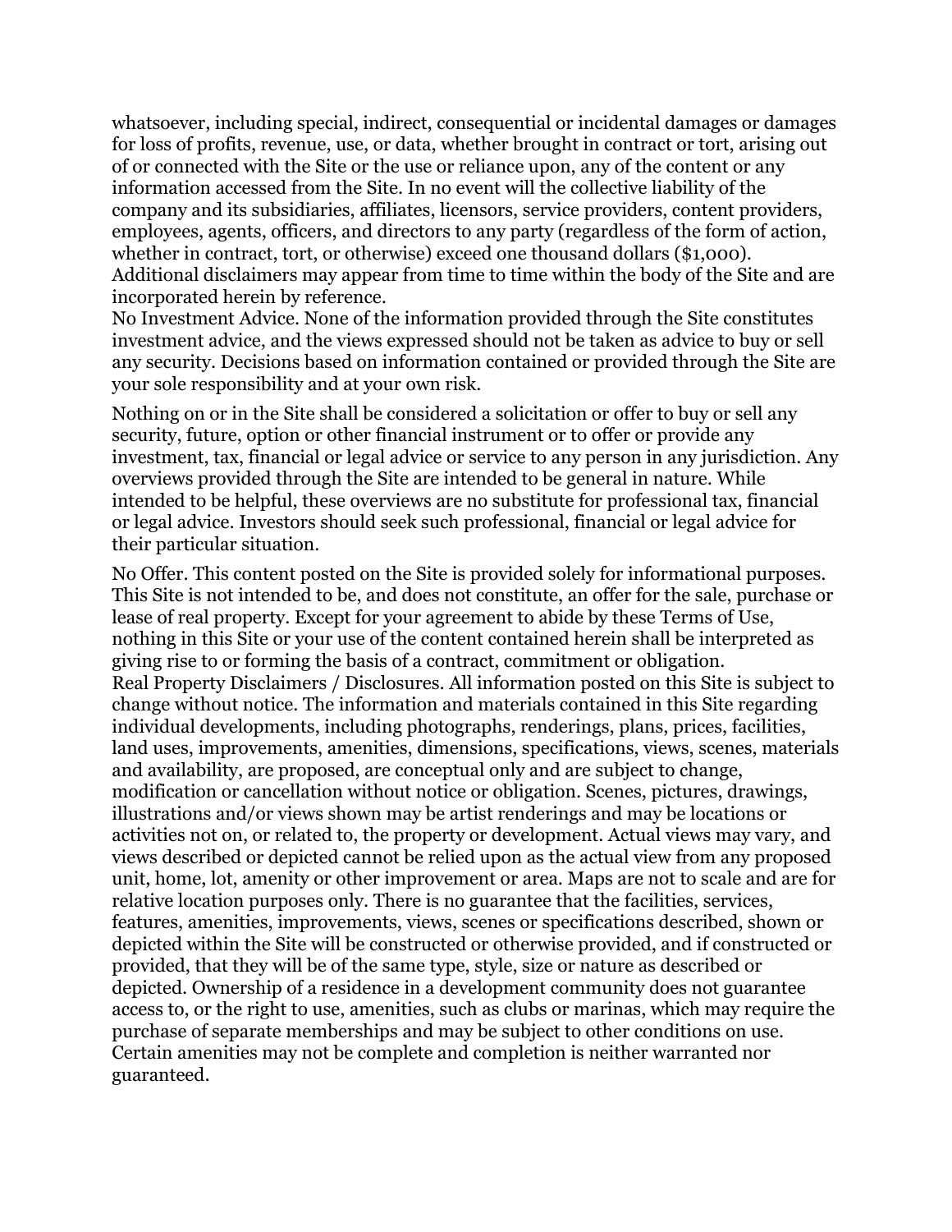whatsoever, including special, indirect, consequential or incidental damages or damages for loss of profits, revenue, use, or data, whether brought in contract or tort, arising out of or connected with the Site or the use or reliance upon, any of the content or any information accessed from the Site. In no event will the collective liability of the company and its subsidiaries, affiliates, licensors, service providers, content providers, employees, agents, officers, and directors to any party (regardless of the form of action, whether in contract, tort, or otherwise) exceed one thousand dollars ($1,000). Additional disclaimers may appear from time to time within the body of the Site and are incorporated herein by reference.

No Investment Advice. None of the information provided through the Site constitutes investment advice, and the views expressed should not be taken as advice to buy or sell any security. Decisions based on information contained or provided through the Site are your sole responsibility and at your own risk.

Nothing on or in the Site shall be considered a solicitation or offer to buy or sell any security, future, option or other financial instrument or to offer or provide any investment, tax, financial or legal advice or service to any person in any jurisdiction. Any overviews provided through the Site are intended to be general in nature. While intended to be helpful, these overviews are no substitute for professional tax, financial or legal advice. Investors should seek such professional, financial or legal advice for their particular situation.

No Offer. This content posted on the Site is provided solely for informational purposes. This Site is not intended to be, and does not constitute, an offer for the sale, purchase or lease of real property. Except for your agreement to abide by these Terms of Use, nothing in this Site or your use of the content contained herein shall be interpreted as giving rise to or forming the basis of a contract, commitment or obligation.

Real Property Disclaimers / Disclosures. All information posted on this Site is subject to change without notice. The information and materials contained in this Site regarding individual developments, including photographs, renderings, plans, prices, facilities, land uses, improvements, amenities, dimensions, specifications, views, scenes, materials and availability, are proposed, are conceptual only and are subject to change, modification or cancellation without notice or obligation. Scenes, pictures, drawings, illustrations and/or views shown may be artist renderings and may be locations or activities not on, or related to, the property or development. Actual views may vary, and views described or depicted cannot be relied upon as the actual view from any proposed unit, home, lot, amenity or other improvement or area. Maps are not to scale and are for relative location purposes only. There is no guarantee that the facilities, services, features, amenities, improvements, views, scenes or specifications described, shown or depicted within the Site will be constructed or otherwise provided, and if constructed or provided, that they will be of the same type, style, size or nature as described or depicted. Ownership of a residence in a development community does not guarantee access to, or the right to use, amenities, such as clubs or marinas, which may require the purchase of separate memberships and may be subject to other conditions on use. Certain amenities may not be complete and completion is neither warranted nor guaranteed.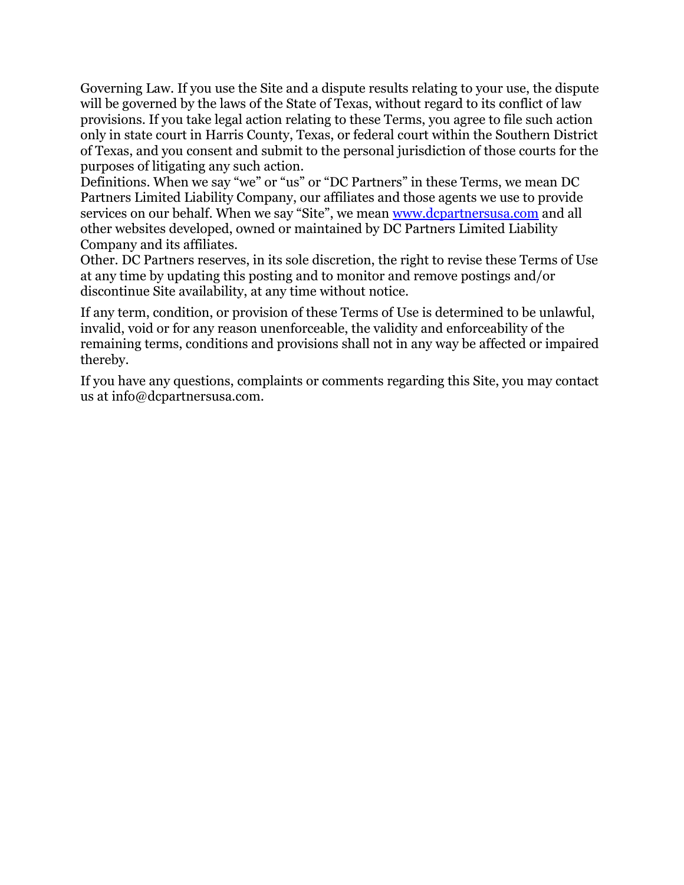Governing Law. If you use the Site and a dispute results relating to your use, the dispute will be governed by the laws of the State of Texas, without regard to its conflict of law provisions. If you take legal action relating to these Terms, you agree to file such action only in state court in Harris County, Texas, or federal court within the Southern District of Texas, and you consent and submit to the personal jurisdiction of those courts for the purposes of litigating any such action.

Definitions. When we say "we" or "us" or "DC Partners" in these Terms, we mean DC Partners Limited Liability Company, our affiliates and those agents we use to provide services on our behalf. When we say "Site", we mean [www.dcpartnersusa.com](http://www.dcpartnersusa.com) and all other websites developed, owned or maintained by DC Partners Limited Liability Company and its affiliates.

Other. DC Partners reserves, in its sole discretion, the right to revise these Terms of Use at any time by updating this posting and to monitor and remove postings and/or discontinue Site availability, at any time without notice.

If any term, condition, or provision of these Terms of Use is determined to be unlawful, invalid, void or for any reason unenforceable, the validity and enforceability of the remaining terms, conditions and provisions shall not in any way be affected or impaired thereby.

If you have any questions, complaints or comments regarding this Site, you may contact us at info@dcpartnersusa.com.